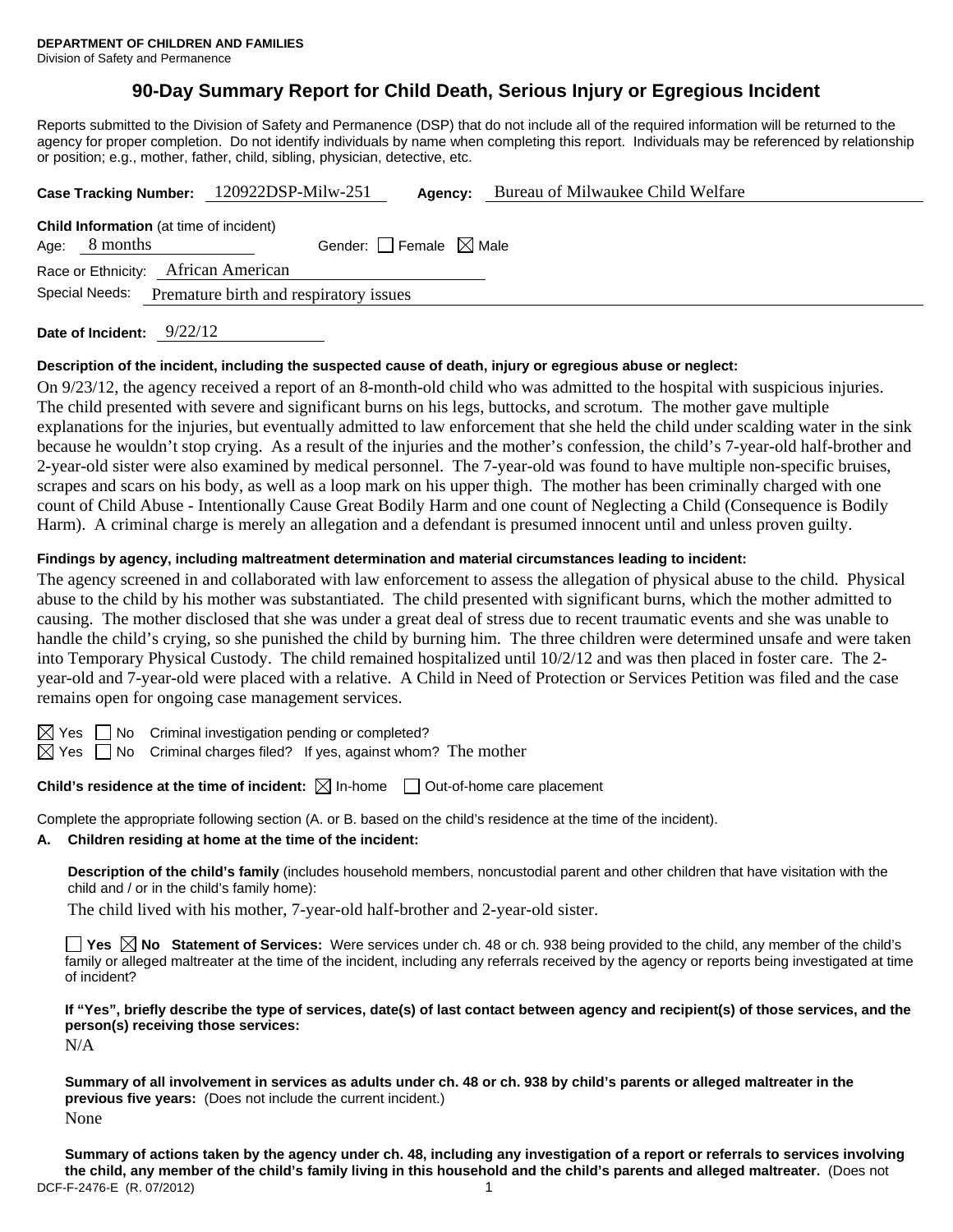**DEPARTMENT OF CHILDREN AND FAMILIES**
Division of Safety and Permanence

# 90-Day Summary Report for Child Death, Serious Injury or Egregious Incident

Reports submitted to the Division of Safety and Permanence (DSP) that do not include all of the required information will be returned to the agency for proper completion. Do not identify individuals by name when completing this report. Individuals may be referenced by relationship or position; e.g., mother, father, child, sibling, physician, detective, etc.

**Case Tracking Number:** 120922DSP-Milw-251 **Agency:** Bureau of Milwaukee Child Welfare

**Child Information** (at time of incident)

Age: 8 months Gender: ☐ Female ☒ Male

Race or Ethnicity: African American

Special Needs: Premature birth and respiratory issues

**Date of Incident:** 9/22/12

**Description of the incident, including the suspected cause of death, injury or egregious abuse or neglect:**

On 9/23/12, the agency received a report of an 8-month-old child who was admitted to the hospital with suspicious injuries. The child presented with severe and significant burns on his legs, buttocks, and scrotum. The mother gave multiple explanations for the injuries, but eventually admitted to law enforcement that she held the child under scalding water in the sink because he wouldn't stop crying. As a result of the injuries and the mother's confession, the child's 7-year-old half-brother and 2-year-old sister were also examined by medical personnel. The 7-year-old was found to have multiple non-specific bruises, scrapes and scars on his body, as well as a loop mark on his upper thigh. The mother has been criminally charged with one count of Child Abuse - Intentionally Cause Great Bodily Harm and one count of Neglecting a Child (Consequence is Bodily Harm). A criminal charge is merely an allegation and a defendant is presumed innocent until and unless proven guilty.

**Findings by agency, including maltreatment determination and material circumstances leading to incident:**

The agency screened in and collaborated with law enforcement to assess the allegation of physical abuse to the child. Physical abuse to the child by his mother was substantiated. The child presented with significant burns, which the mother admitted to causing. The mother disclosed that she was under a great deal of stress due to recent traumatic events and she was unable to handle the child's crying, so she punished the child by burning him. The three children were determined unsafe and were taken into Temporary Physical Custody. The child remained hospitalized until 10/2/12 and was then placed in foster care. The 2-year-old and 7-year-old were placed with a relative. A Child in Need of Protection or Services Petition was filed and the case remains open for ongoing case management services.

☒ Yes ☐ No Criminal investigation pending or completed?

☒ Yes ☐ No Criminal charges filed? If yes, against whom? The mother

**Child's residence at the time of incident:** ☒ In-home ☐ Out-of-home care placement

Complete the appropriate following section (A. or B. based on the child's residence at the time of the incident).

**A. Children residing at home at the time of the incident:**

**Description of the child's family** (includes household members, noncustodial parent and other children that have visitation with the child and / or in the child's family home):

The child lived with his mother, 7-year-old half-brother and 2-year-old sister.

☐ **Yes** ☒ **No Statement of Services:** Were services under ch. 48 or ch. 938 being provided to the child, any member of the child's family or alleged maltreater at the time of the incident, including any referrals received by the agency or reports being investigated at time of incident?

**If "Yes", briefly describe the type of services, date(s) of last contact between agency and recipient(s) of those services, and the person(s) receiving those services:**

N/A

**Summary of all involvement in services as adults under ch. 48 or ch. 938 by child's parents or alleged maltreater in the previous five years:** (Does not include the current incident.)

None

**Summary of actions taken by the agency under ch. 48, including any investigation of a report or referrals to services involving the child, any member of the child's family living in this household and the child's parents and alleged maltreater.** (Does not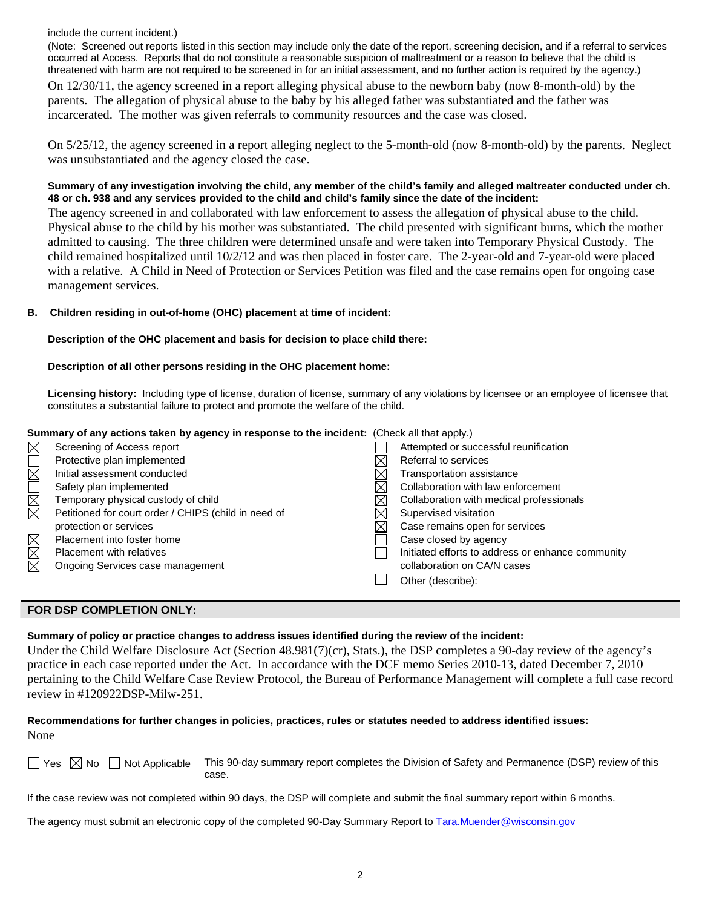include the current incident.)

(Note: Screened out reports listed in this section may include only the date of the report, screening decision, and if a referral to services occurred at Access. Reports that do not constitute a reasonable suspicion of maltreatment or a reason to believe that the child is threatened with harm are not required to be screened in for an initial assessment, and no further action is required by the agency.)

On 12/30/11, the agency screened in a report alleging physical abuse to the newborn baby (now 8-month-old) by the parents. The allegation of physical abuse to the baby by his alleged father was substantiated and the father was incarcerated. The mother was given referrals to community resources and the case was closed.

On 5/25/12, the agency screened in a report alleging neglect to the 5-month-old (now 8-month-old) by the parents. Neglect was unsubstantiated and the agency closed the case.

**Summary of any investigation involving the child, any member of the child's family and alleged maltreater conducted under ch. 48 or ch. 938 and any services provided to the child and child's family since the date of the incident:**

The agency screened in and collaborated with law enforcement to assess the allegation of physical abuse to the child. Physical abuse to the child by his mother was substantiated. The child presented with significant burns, which the mother admitted to causing. The three children were determined unsafe and were taken into Temporary Physical Custody. The child remained hospitalized until 10/2/12 and was then placed in foster care. The 2-year-old and 7-year-old were placed with a relative. A Child in Need of Protection or Services Petition was filed and the case remains open for ongoing case management services.

**B. Children residing in out-of-home (OHC) placement at time of incident:**

**Description of the OHC placement and basis for decision to place child there:**

**Description of all other persons residing in the OHC placement home:**

**Licensing history:** Including type of license, duration of license, summary of any violations by licensee or an employee of licensee that constitutes a substantial failure to protect and promote the welfare of the child.

**Summary of any actions taken by agency in response to the incident:** (Check all that apply.)

- ☒ Screening of Access report
- ☐ Protective plan implemented
- ☒ Initial assessment conducted
- ☐ Safety plan implemented
- ☒ Temporary physical custody of child
- ☒ Petitioned for court order / CHIPS (child in need of protection or services
- ☒ Placement into foster home
- ☒ Placement with relatives
- ☒ Ongoing Services case management
- ☐ Attempted or successful reunification
- ☒ Referral to services
- ☒ Transportation assistance
- ☒ Collaboration with law enforcement
- ☒ Collaboration with medical professionals
- ☒ Supervised visitation
- ☒ Case remains open for services
- ☐ Case closed by agency
- ☐ Initiated efforts to address or enhance community collaboration on CA/N cases
- ☐ Other (describe):

## FOR DSP COMPLETION ONLY:

**Summary of policy or practice changes to address issues identified during the review of the incident:**

Under the Child Welfare Disclosure Act (Section 48.981(7)(cr), Stats.), the DSP completes a 90-day review of the agency's practice in each case reported under the Act. In accordance with the DCF memo Series 2010-13, dated December 7, 2010 pertaining to the Child Welfare Case Review Protocol, the Bureau of Performance Management will complete a full case record review in #120922DSP-Milw-251.

**Recommendations for further changes in policies, practices, rules or statutes needed to address identified issues:**

None

☐ Yes ☒ No ☐ Not Applicable This 90-day summary report completes the Division of Safety and Permanence (DSP) review of this case.

If the case review was not completed within 90 days, the DSP will complete and submit the final summary report within 6 months.

The agency must submit an electronic copy of the completed 90-Day Summary Report to Tara.Muender@wisconsin.gov